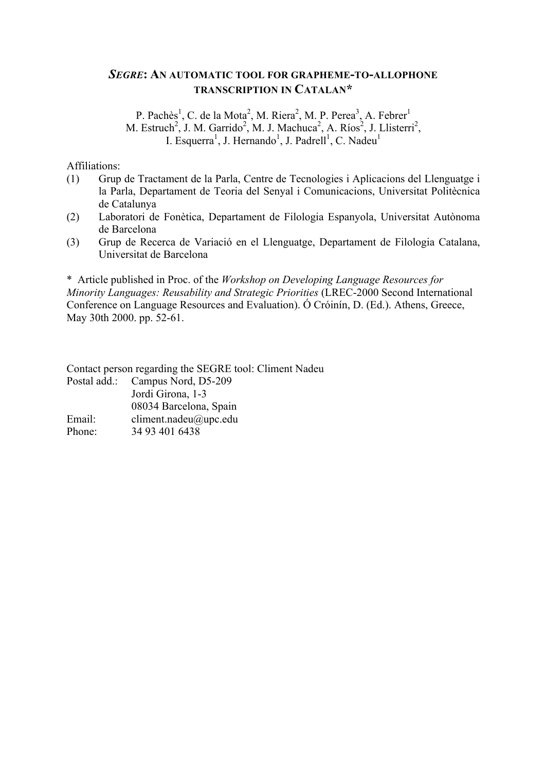# *SEGRE*: AN AUTOMATIC TOOL FOR GRAPHEME-TO-ALLOPHONE TRANSCRIPTION IN CATALAN*

P. Pachès[1], C. de la Mota[2], M. Riera[2], M. P. Perea[3], A. Febrer[1]
M. Estruch[2], J. M. Garrido[2], M. J. Machuca[2], A. Ríos[2], J. Llisterri[2],
I. Esquerra[1], J. Hernando[1], J. Padrell[1], C. Nadeu[1]

Affiliations:

(1) Grup de Tractament de la Parla, Centre de Tecnologies i Aplicacions del Llenguatge i la Parla, Departament de Teoria del Senyal i Comunicacions, Universitat Politècnica de Catalunya

(2) Laboratori de Fonètica, Departament de Filologia Espanyola, Universitat Autònoma de Barcelona

(3) Grup de Recerca de Variació en el Llenguatge, Departament de Filologia Catalana, Universitat de Barcelona

* Article published in Proc. of the *Workshop on Developing Language Resources for Minority Languages: Reusability and Strategic Priorities* (LREC-2000 Second International Conference on Language Resources and Evaluation). Ó Cróinín, D. (Ed.). Athens, Greece, May 30th 2000. pp. 52-61.

Contact person regarding the SEGRE tool: Climent Nadeu

Postal add.: Campus Nord, D5-209
Jordi Girona, 1-3
08034 Barcelona, Spain

Email: climent.nadeu@upc.edu

Phone: 34 93 401 6438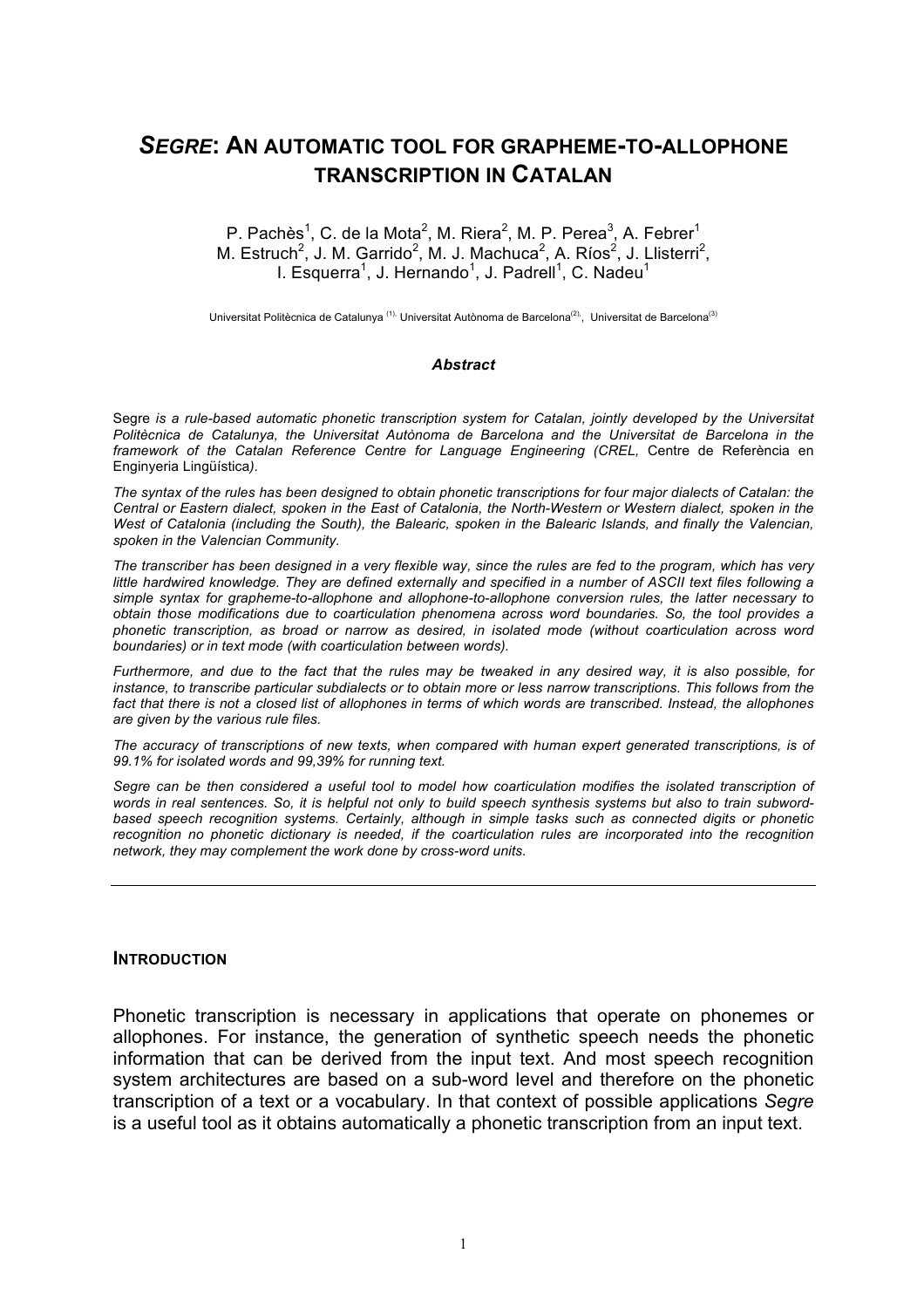# *SEGRE*: AN AUTOMATIC TOOL FOR GRAPHEME-TO-ALLOPHONE TRANSCRIPTION IN CATALAN

P. Pachès[1], C. de la Mota[2], M. Riera[2], M. P. Perea[3], A. Febrer[1]
M. Estruch[2], J. M. Garrido[2], M. J. Machuca[2], A. Ríos[2], J. Llisterri[2],
I. Esquerra[1], J. Hernando[1], J. Padrell[1], C. Nadeu[1]

Universitat Politècnica de Catalunya [1], Universitat Autònoma de Barcelona[2], Universitat de Barcelona[3]

***Abstract***

Segre *is a rule-based automatic phonetic transcription system for Catalan, jointly developed by the Universitat Politècnica de Catalunya, the Universitat Autònoma de Barcelona and the Universitat de Barcelona in the framework of the Catalan Reference Centre for Language Engineering (CREL,* Centre de Referència en Enginyeria Lingüística*).*

*The syntax of the rules has been designed to obtain phonetic transcriptions for four major dialects of Catalan: the Central or Eastern dialect, spoken in the East of Catalonia, the North-Western or Western dialect, spoken in the West of Catalonia (including the South), the Balearic, spoken in the Balearic Islands, and finally the Valencian, spoken in the Valencian Community.*

*The transcriber has been designed in a very flexible way, since the rules are fed to the program, which has very little hardwired knowledge. They are defined externally and specified in a number of ASCII text files following a simple syntax for grapheme-to-allophone and allophone-to-allophone conversion rules, the latter necessary to obtain those modifications due to coarticulation phenomena across word boundaries. So, the tool provides a phonetic transcription, as broad or narrow as desired, in isolated mode (without coarticulation across word boundaries) or in text mode (with coarticulation between words).*

*Furthermore, and due to the fact that the rules may be tweaked in any desired way, it is also possible, for instance, to transcribe particular subdialects or to obtain more or less narrow transcriptions. This follows from the fact that there is not a closed list of allophones in terms of which words are transcribed. Instead, the allophones are given by the various rule files.*

*The accuracy of transcriptions of new texts, when compared with human expert generated transcriptions, is of 99.1% for isolated words and 99,39% for running text.*

*Segre can be then considered a useful tool to model how coarticulation modifies the isolated transcription of words in real sentences. So, it is helpful not only to build speech synthesis systems but also to train subword-based speech recognition systems. Certainly, although in simple tasks such as connected digits or phonetic recognition no phonetic dictionary is needed, if the coarticulation rules are incorporated into the recognition network, they may complement the work done by cross-word units.*

---

## INTRODUCTION

Phonetic transcription is necessary in applications that operate on phonemes or allophones. For instance, the generation of synthetic speech needs the phonetic information that can be derived from the input text. And most speech recognition system architectures are based on a sub-word level and therefore on the phonetic transcription of a text or a vocabulary. In that context of possible applications *Segre* is a useful tool as it obtains automatically a phonetic transcription from an input text.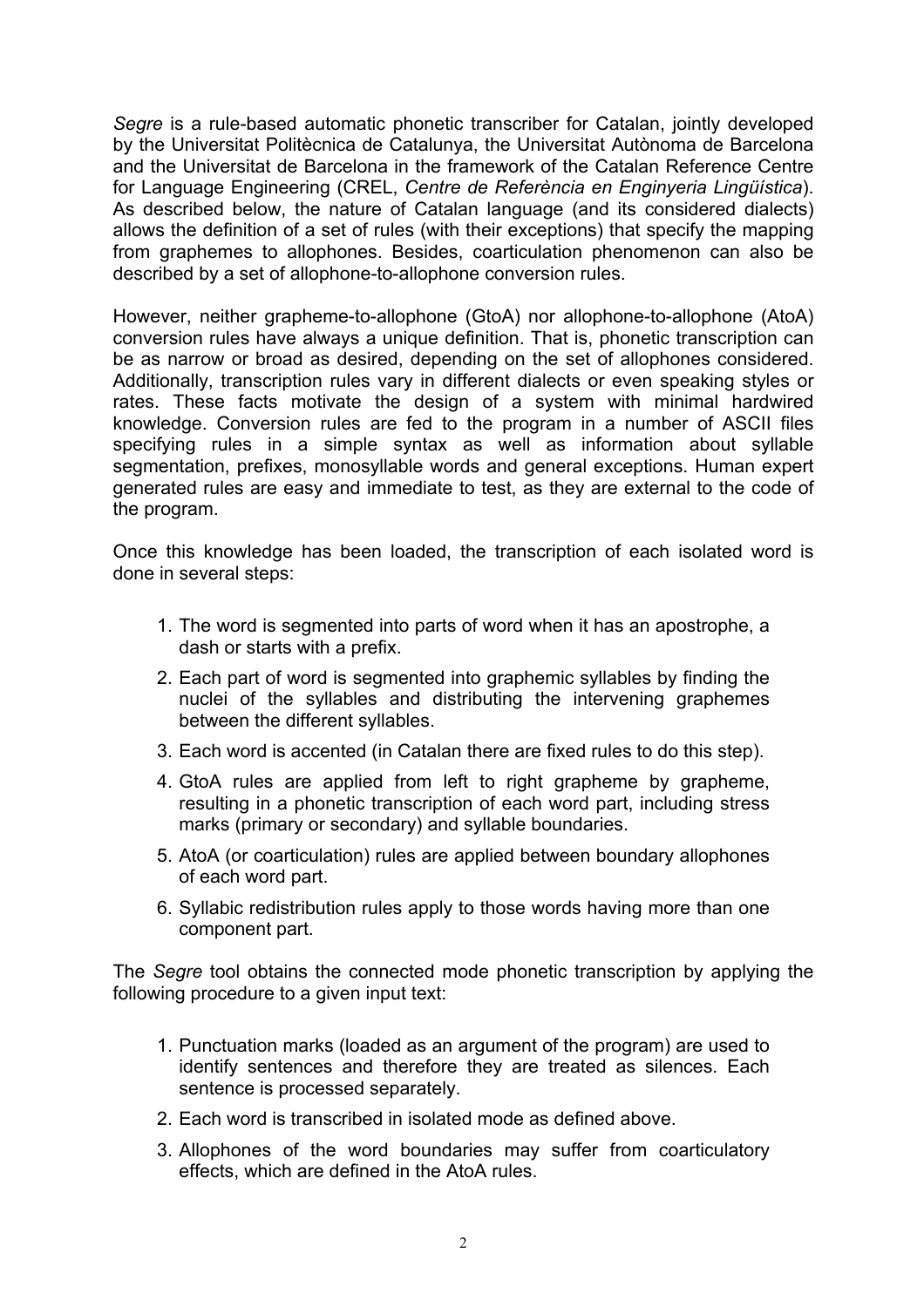*Segre* is a rule-based automatic phonetic transcriber for Catalan, jointly developed by the Universitat Politècnica de Catalunya, the Universitat Autònoma de Barcelona and the Universitat de Barcelona in the framework of the Catalan Reference Centre for Language Engineering (CREL, *Centre de Referència en Enginyeria Lingüística*). As described below, the nature of Catalan language (and its considered dialects) allows the definition of a set of rules (with their exceptions) that specify the mapping from graphemes to allophones. Besides, coarticulation phenomenon can also be described by a set of allophone-to-allophone conversion rules.

However, neither grapheme-to-allophone (GtoA) nor allophone-to-allophone (AtoA) conversion rules have always a unique definition. That is, phonetic transcription can be as narrow or broad as desired, depending on the set of allophones considered. Additionally, transcription rules vary in different dialects or even speaking styles or rates. These facts motivate the design of a system with minimal hardwired knowledge. Conversion rules are fed to the program in a number of ASCII files specifying rules in a simple syntax as well as information about syllable segmentation, prefixes, monosyllable words and general exceptions. Human expert generated rules are easy and immediate to test, as they are external to the code of the program.

Once this knowledge has been loaded, the transcription of each isolated word is done in several steps:

1. The word is segmented into parts of word when it has an apostrophe, a dash or starts with a prefix.
2. Each part of word is segmented into graphemic syllables by finding the nuclei of the syllables and distributing the intervening graphemes between the different syllables.
3. Each word is accented (in Catalan there are fixed rules to do this step).
4. GtoA rules are applied from left to right grapheme by grapheme, resulting in a phonetic transcription of each word part, including stress marks (primary or secondary) and syllable boundaries.
5. AtoA (or coarticulation) rules are applied between boundary allophones of each word part.
6. Syllabic redistribution rules apply to those words having more than one component part.

The *Segre* tool obtains the connected mode phonetic transcription by applying the following procedure to a given input text:

1. Punctuation marks (loaded as an argument of the program) are used to identify sentences and therefore they are treated as silences. Each sentence is processed separately.
2. Each word is transcribed in isolated mode as defined above.
3. Allophones of the word boundaries may suffer from coarticulatory effects, which are defined in the AtoA rules.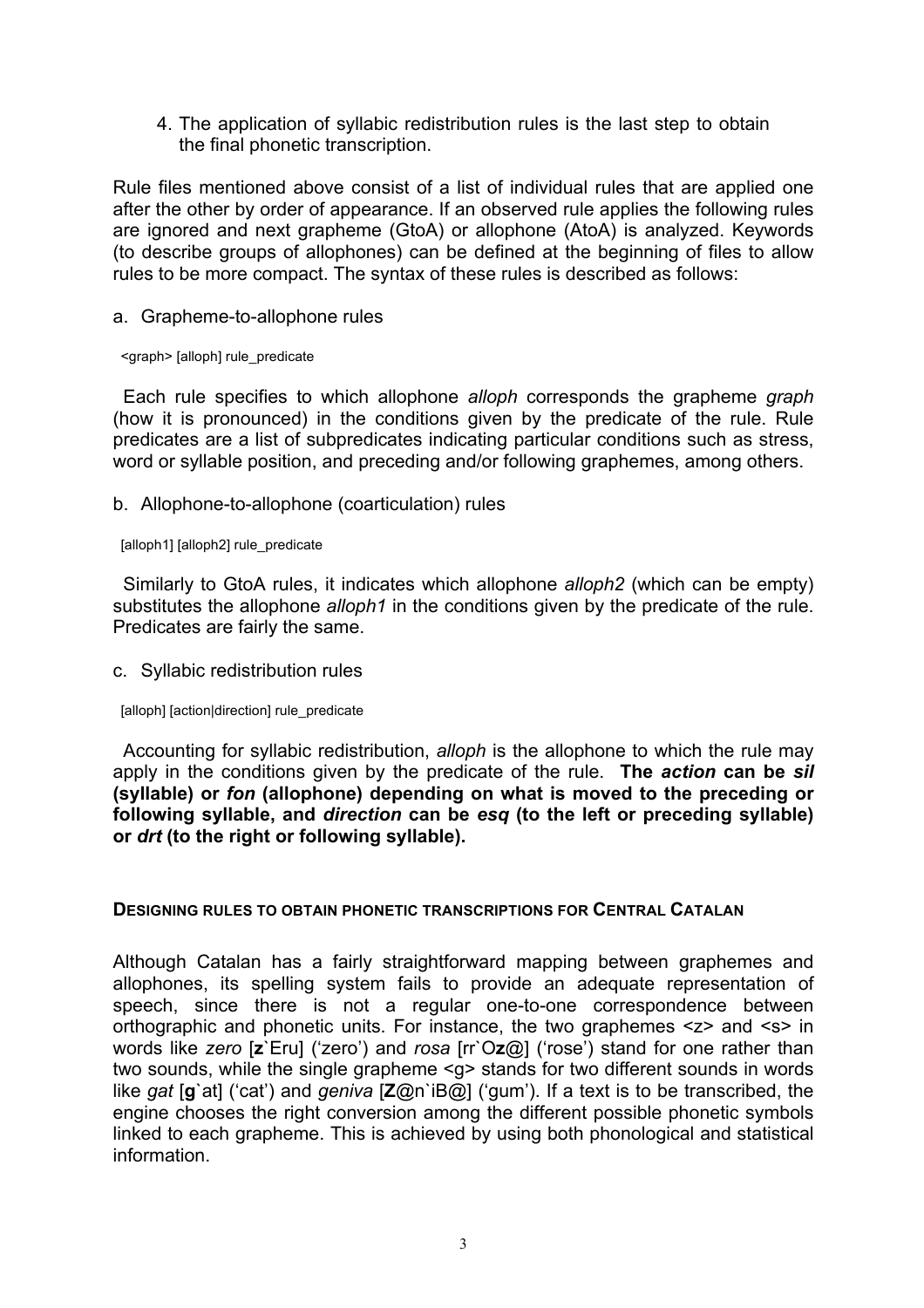4. The application of syllabic redistribution rules is the last step to obtain the final phonetic transcription.

Rule files mentioned above consist of a list of individual rules that are applied one after the other by order of appearance. If an observed rule applies the following rules are ignored and next grapheme (GtoA) or allophone (AtoA) is analyzed. Keywords (to describe groups of allophones) can be defined at the beginning of files to allow rules to be more compact. The syntax of these rules is described as follows:

a. Grapheme-to-allophone rules

<graph> [alloph] rule_predicate

Each rule specifies to which allophone *alloph* corresponds the grapheme *graph* (how it is pronounced) in the conditions given by the predicate of the rule. Rule predicates are a list of subpredicates indicating particular conditions such as stress, word or syllable position, and preceding and/or following graphemes, among others.

b. Allophone-to-allophone (coarticulation) rules

[alloph1] [alloph2] rule_predicate

Similarly to GtoA rules, it indicates which allophone *alloph2* (which can be empty) substitutes the allophone *alloph1* in the conditions given by the predicate of the rule. Predicates are fairly the same.

c. Syllabic redistribution rules

[alloph] [action|direction] rule_predicate

Accounting for syllabic redistribution, *alloph* is the allophone to which the rule may apply in the conditions given by the predicate of the rule. **The *action* can be *sil* (syllable) or *fon* (allophone) depending on what is moved to the preceding or following syllable, and *direction* can be *esq* (to the left or preceding syllable) or *drt* (to the right or following syllable).**

## DESIGNING RULES TO OBTAIN PHONETIC TRANSCRIPTIONS FOR CENTRAL CATALAN

Although Catalan has a fairly straightforward mapping between graphemes and allophones, its spelling system fails to provide an adequate representation of speech, since there is not a regular one-to-one correspondence between orthographic and phonetic units. For instance, the two graphemes <z> and <s> in words like *zero* [**z**`Eru] ('zero') and *rosa* [rr`O**z**@] ('rose') stand for one rather than two sounds, while the single grapheme <g> stands for two different sounds in words like *gat* [**g**`at] ('cat') and *geniva* [**Z**@n`iB@] ('gum'). If a text is to be transcribed, the engine chooses the right conversion among the different possible phonetic symbols linked to each grapheme. This is achieved by using both phonological and statistical information.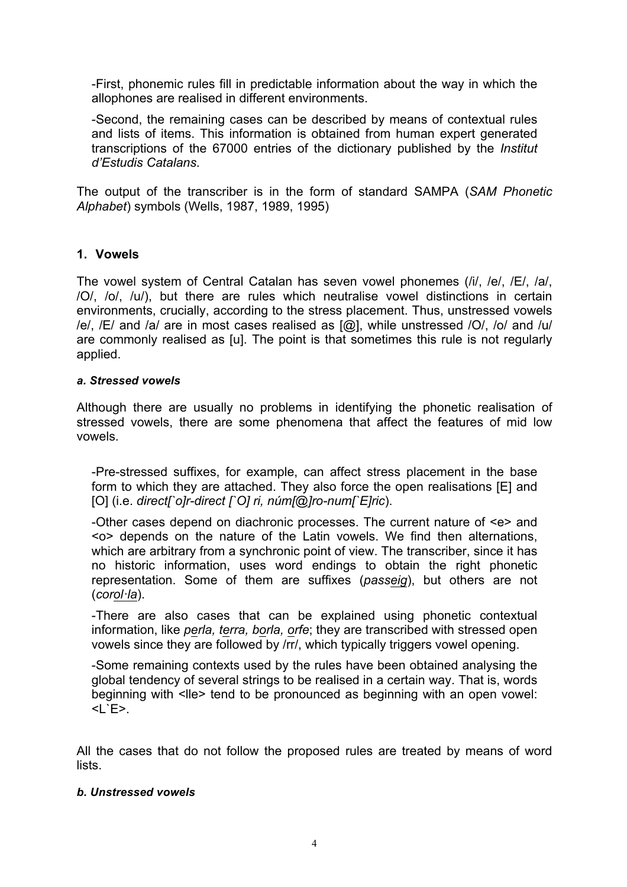-First, phonemic rules fill in predictable information about the way in which the allophones are realised in different environments.

-Second, the remaining cases can be described by means of contextual rules and lists of items. This information is obtained from human expert generated transcriptions of the 67000 entries of the dictionary published by the *Institut d'Estudis Catalans*.

The output of the transcriber is in the form of standard SAMPA (*SAM Phonetic Alphabet*) symbols (Wells, 1987, 1989, 1995)

## 1. Vowels

The vowel system of Central Catalan has seven vowel phonemes (/i/, /e/, /E/, /a/, /O/, /o/, /u/), but there are rules which neutralise vowel distinctions in certain environments, crucially, according to the stress placement. Thus, unstressed vowels /e/, /E/ and /a/ are in most cases realised as [@], while unstressed /O/, /o/ and /u/ are commonly realised as [u]. The point is that sometimes this rule is not regularly applied.

### *a. Stressed vowels*

Although there are usually no problems in identifying the phonetic realisation of stressed vowels, there are some phenomena that affect the features of mid low vowels.

-Pre-stressed suffixes, for example, can affect stress placement in the base form to which they are attached. They also force the open realisations [E] and [O] (i.e. *direct[`o]r-direct [`O] ri, núm[@]ro-num[`E]ric*).

-Other cases depend on diachronic processes. The current nature of <e> and <o> depends on the nature of the Latin vowels. We find then alternations, which are arbitrary from a synchronic point of view. The transcriber, since it has no historic information, uses word endings to obtain the right phonetic representation. Some of them are suffixes (*pass<u>eig</u>*), but others are not (*cor<u>ol·la</u>*).

-There are also cases that can be explained using phonetic contextual information, like *p<u>e</u>rla, t<u>e</u>rra, b<u>o</u>rla, <u>o</u>rfe*; they are transcribed with stressed open vowels since they are followed by /rr/, which typically triggers vowel opening.

-Some remaining contexts used by the rules have been obtained analysing the global tendency of several strings to be realised in a certain way. That is, words beginning with <lle> tend to be pronounced as beginning with an open vowel: <L`E>.

All the cases that do not follow the proposed rules are treated by means of word lists.

### *b. Unstressed vowels*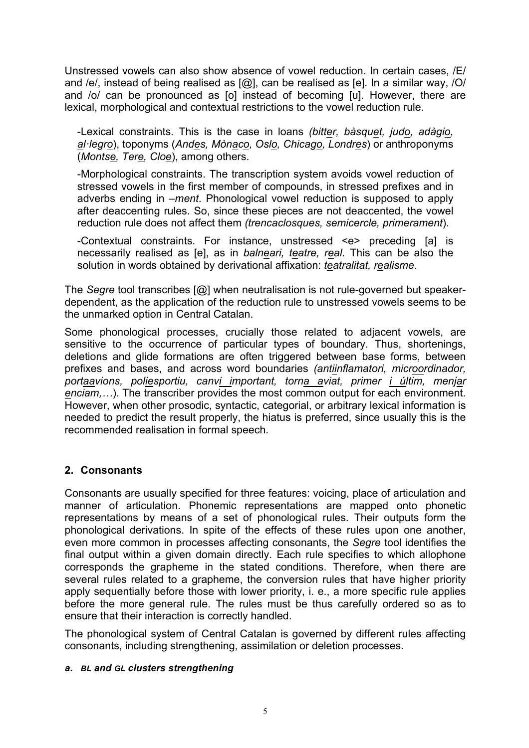Unstressed vowels can also show absence of vowel reduction. In certain cases, /E/ and /e/, instead of being realised as [@], can be realised as [e]. In a similar way, /O/ and /o/ can be pronounced as [o] instead of becoming [u]. However, there are lexical, morphological and contextual restrictions to the vowel reduction rule.

-Lexical constraints. This is the case in loans *(bitter, bàsquet, judo, adàgio, al·legro*), toponyms (*Andes, Mònaco, Oslo, Chicago, Londres*) or anthroponyms (*Montse, Tere, Cloe*), among others.

-Morphological constraints. The transcription system avoids vowel reduction of stressed vowels in the first member of compounds, in stressed prefixes and in adverbs ending in *–ment*. Phonological vowel reduction is supposed to apply after deaccenting rules. So, since these pieces are not deaccented, the vowel reduction rule does not affect them *(trencaclosques, semicercle, primerament*).

-Contextual constraints. For instance, unstressed <e> preceding [a] is necessarily realised as [e], as in *balneari, teatre, real*. This can be also the solution in words obtained by derivational affixation: *teatralitat, realisme*.

The *Segre* tool transcribes [@] when neutralisation is not rule-governed but speaker-dependent, as the application of the reduction rule to unstressed vowels seems to be the unmarked option in Central Catalan.

Some phonological processes, crucially those related to adjacent vowels, are sensitive to the occurrence of particular types of boundary. Thus, shortenings, deletions and glide formations are often triggered between base forms, between prefixes and bases, and across word boundaries *(antiinflamatori, microordinador, portaavions, poliesportiu, canvi importent, torna aviat, primer i últim, menjar enciam,…*). The transcriber provides the most common output for each environment. However, when other prosodic, syntactic, categorial, or arbitrary lexical information is needed to predict the result properly, the hiatus is preferred, since usually this is the recommended realisation in formal speech.

## 2. Consonants

Consonants are usually specified for three features: voicing, place of articulation and manner of articulation. Phonemic representations are mapped onto phonetic representations by means of a set of phonological rules. Their outputs form the phonological derivations. In spite of the effects of these rules upon one another, even more common in processes affecting consonants, the *Segre* tool identifies the final output within a given domain directly. Each rule specifies to which allophone corresponds the grapheme in the stated conditions. Therefore, when there are several rules related to a grapheme, the conversion rules that have higher priority apply sequentially before those with lower priority, i. e., a more specific rule applies before the more general rule. The rules must be thus carefully ordered so as to ensure that their interaction is correctly handled.

The phonological system of Central Catalan is governed by different rules affecting consonants, including strengthening, assimilation or deletion processes.

#### *a. BL and GL clusters strengthening*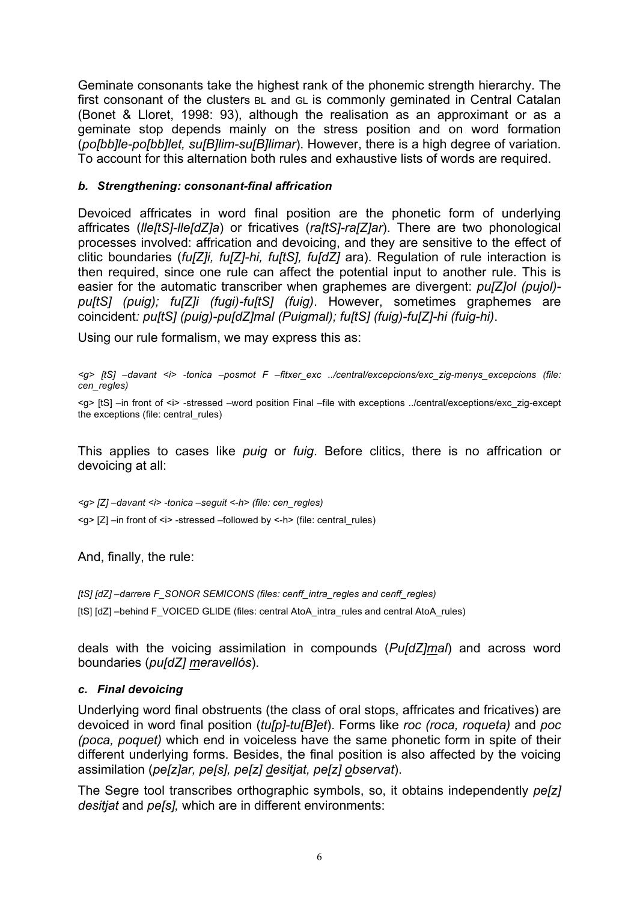Geminate consonants take the highest rank of the phonemic strength hierarchy. The first consonant of the clusters BL and GL is commonly geminated in Central Catalan (Bonet & Lloret, 1998: 93), although the realisation as an approximant or as a geminate stop depends mainly on the stress position and on word formation (*po[bb]le-po[bb]let, su[B]lim-su[B]limar*). However, there is a high degree of variation. To account for this alternation both rules and exhaustive lists of words are required.

#### *b. Strengthening: consonant-final affrication*

Devoiced affricates in word final position are the phonetic form of underlying affricates (*lle[tS]-lle[dZ]a*) or fricatives (*ra[tS]-ra[Z]ar*). There are two phonological processes involved: affrication and devoicing, and they are sensitive to the effect of clitic boundaries (*fu[Z]i, fu[Z]-hi, fu[tS], fu[dZ]* ara). Regulation of rule interaction is then required, since one rule can affect the potential input to another rule. This is easier for the automatic transcriber when graphemes are divergent: *pu[Z]ol (pujol)-pu[tS] (puig); fu[Z]i (fugi)-fu[tS] (fuig)*. However, sometimes graphemes are coincident*: pu[tS] (puig)-pu[dZ]mal (Puigmal); fu[tS] (fuig)-fu[Z]-hi (fuig-hi)*.

Using our rule formalism, we may express this as:

*<g> [tS] –davant <i> -tonica –posmot F –fitxer_exc ../central/excepcions/exc_zig-menys_excepcions (file: cen_regles)*

<g> [tS] –in front of <i> -stressed –word position Final –file with exceptions ../central/exceptions/exc_zig-except the exceptions (file: central_rules)

This applies to cases like *puig* or *fuig*. Before clitics, there is no affrication or devoicing at all:

*<g> [Z] –davant <i> -tonica –seguit <-h> (file: cen_regles)*

<g> [Z] –in front of <i> -stressed –followed by <-h> (file: central_rules)

And, finally, the rule:

*[tS] [dZ] –darrere F_SONOR SEMICONS (files: cenff_intra_regles and cenff_regles)*

[tS] [dZ] –behind F_VOICED GLIDE (files: central AtoA_intra_rules and central AtoA_rules)

deals with the voicing assimilation in compounds (*Pu[dZ]<u>m</u>al*) and across word boundaries (*pu[dZ] <u>m</u>eravellós*).

#### *c. Final devoicing*

Underlying word final obstruents (the class of oral stops, affricates and fricatives) are devoiced in word final position (*tu[p]-tu[B]et*). Forms like *roc (roca, roqueta)* and *poc (poca, poquet)* which end in voiceless have the same phonetic form in spite of their different underlying forms. Besides, the final position is also affected by the voicing assimilation (*pe[z]ar, pe[s], pe[z] <u>d</u>esitjat, pe[z] <u>o</u>bservat*).

The Segre tool transcribes orthographic symbols, so, it obtains independently *pe[z] desitjat* and *pe[s],* which are in different environments: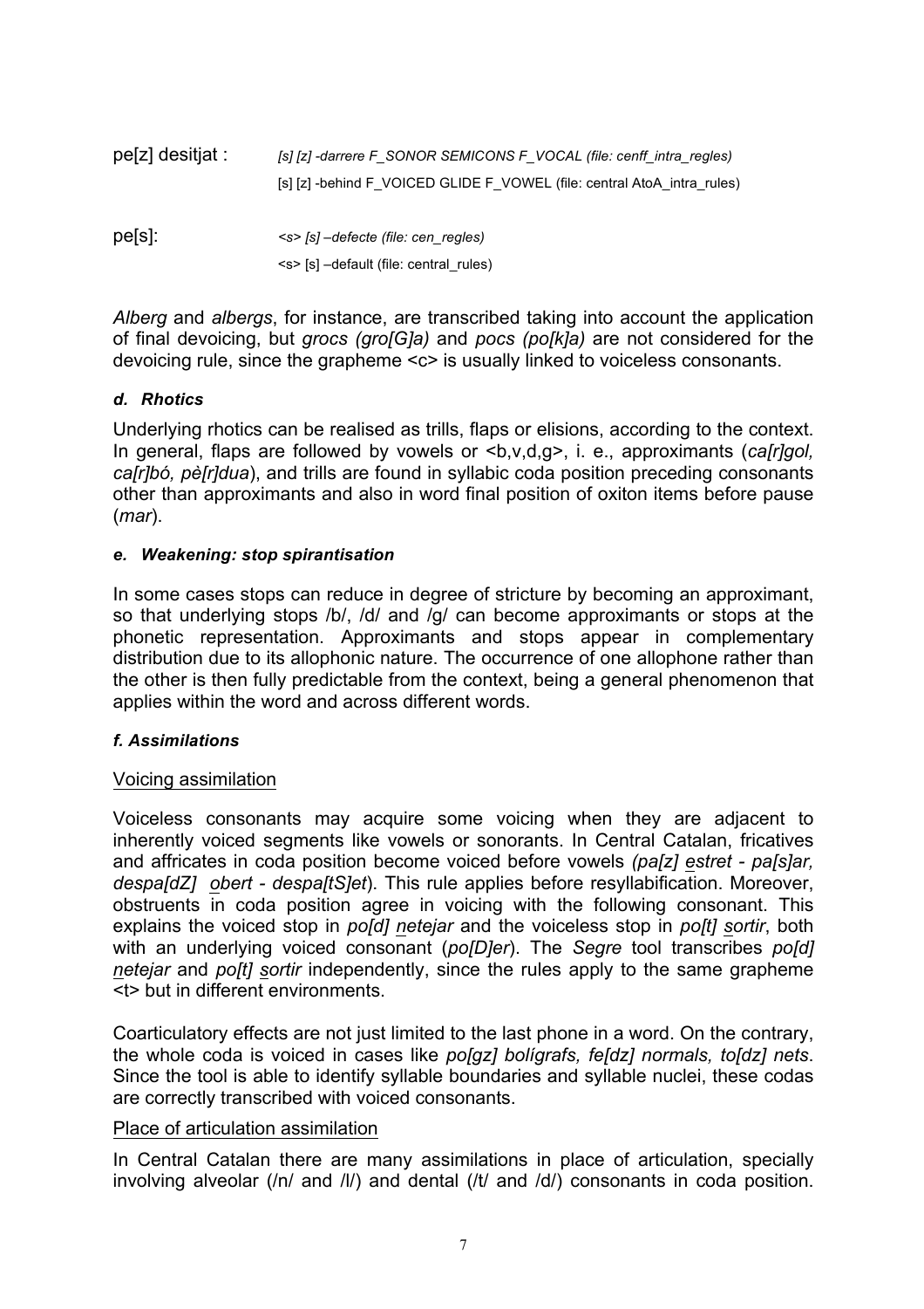pe[z] desitjat : *[s] [z] -darrere F_SONOR SEMICONS F_VOCAL (file: cenff_intra_regles)*
[s] [z] -behind F_VOICED GLIDE F_VOWEL (file: central AtoA_intra_rules)

pe[s]: *<s> [s] –defecte (file: cen_regles)*
<s> [s] –default (file: central_rules)

*Alberg* and *albergs*, for instance, are transcribed taking into account the application of final devoicing, but *grocs (gro[G]a)* and *pocs (po[k]a)* are not considered for the devoicing rule, since the grapheme <c> is usually linked to voiceless consonants.

#### *d. Rhotics*

Underlying rhotics can be realised as trills, flaps or elisions, according to the context. In general, flaps are followed by vowels or <b,v,d,g>, i. e., approximants (*ca[r]gol, ca[r]bó, pè[r]dua*), and trills are found in syllabic coda position preceding consonants other than approximants and also in word final position of oxiton items before pause (*mar*).

#### *e. Weakening: stop spirantisation*

In some cases stops can reduce in degree of stricture by becoming an approximant, so that underlying stops /b/, /d/ and /g/ can become approximants or stops at the phonetic representation. Approximants and stops appear in complementary distribution due to its allophonic nature. The occurrence of one allophone rather than the other is then fully predictable from the context, being a general phenomenon that applies within the word and across different words.

#### *f. Assimilations*

<u>Voicing assimilation</u>

Voiceless consonants may acquire some voicing when they are adjacent to inherently voiced segments like vowels or sonorants. In Central Catalan, fricatives and affricates in coda position become voiced before vowels *(pa[z] <u>e</u>stret - pa[s]ar, despa[dZ] <u>o</u>bert - despa[tS]et*). This rule applies before resyllabification. Moreover, obstruents in coda position agree in voicing with the following consonant. This explains the voiced stop in *po[d] <u>n</u>etejar* and the voiceless stop in *po[t] <u>s</u>ortir*, both with an underlying voiced consonant (*po[D]er*). The *Segre* tool transcribes *po[d] <u>n</u>etejar* and *po[t] <u>s</u>ortir* independently, since the rules apply to the same grapheme <t> but in different environments.

Coarticulatory effects are not just limited to the last phone in a word. On the contrary, the whole coda is voiced in cases like *po[gz] bolígrafs, fe[dz] normals, to[dz] nets*. Since the tool is able to identify syllable boundaries and syllable nuclei, these codas are correctly transcribed with voiced consonants.

<u>Place of articulation assimilation</u>

In Central Catalan there are many assimilations in place of articulation, specially involving alveolar (/n/ and /l/) and dental (/t/ and /d/) consonants in coda position.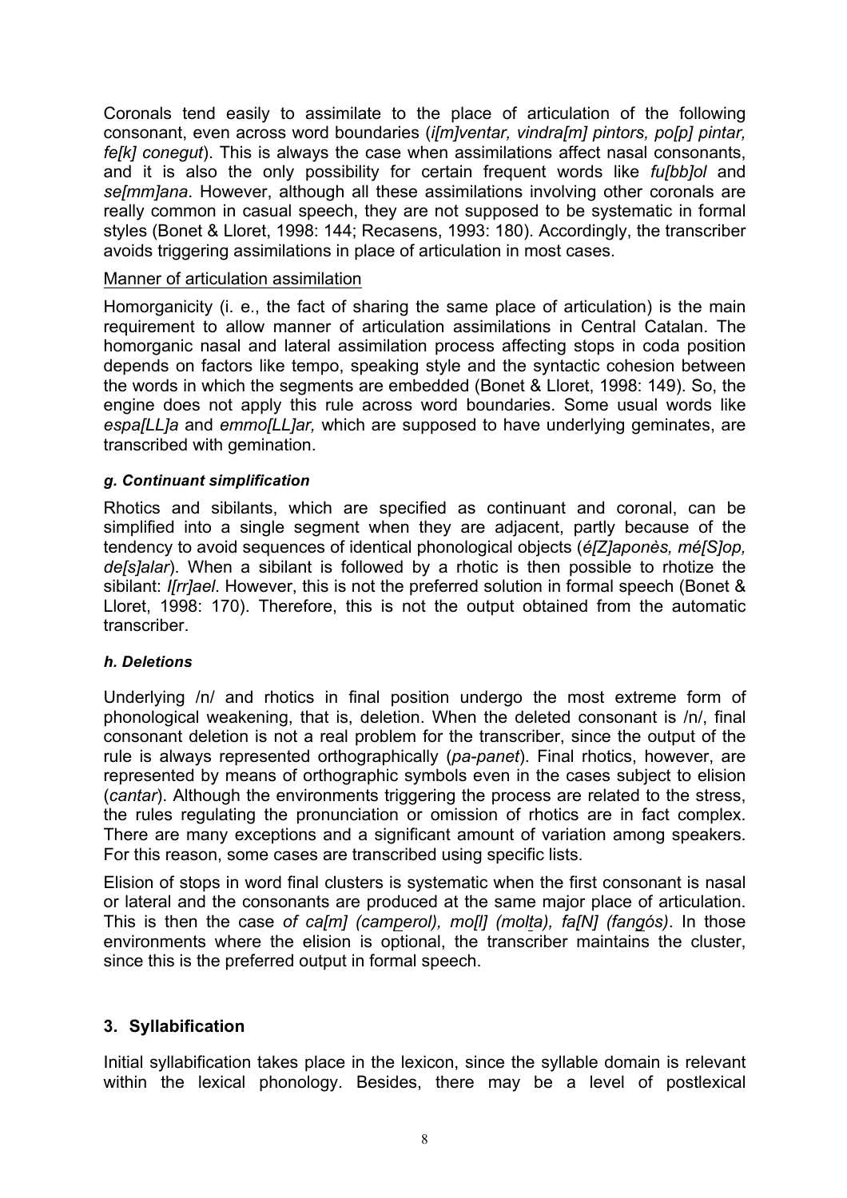Coronals tend easily to assimilate to the place of articulation of the following consonant, even across word boundaries (*i[m]ventar, vindra[m] pintors, po[p] pintar, fe[k] conegut*). This is always the case when assimilations affect nasal consonants, and it is also the only possibility for certain frequent words like *fu[bb]ol* and *se[mm]ana*. However, although all these assimilations involving other coronals are really common in casual speech, they are not supposed to be systematic in formal styles (Bonet & Lloret, 1998: 144; Recasens, 1993: 180). Accordingly, the transcriber avoids triggering assimilations in place of articulation in most cases.

Manner of articulation assimilation

Homorganicity (i. e., the fact of sharing the same place of articulation) is the main requirement to allow manner of articulation assimilations in Central Catalan. The homorganic nasal and lateral assimilation process affecting stops in coda position depends on factors like tempo, speaking style and the syntactic cohesion between the words in which the segments are embedded (Bonet & Lloret, 1998: 149). So, the engine does not apply this rule across word boundaries. Some usual words like *espa[LL]a* and *emmo[LL]ar,* which are supposed to have underlying geminates, are transcribed with gemination.

#### *g. Continuant simplification*

Rhotics and sibilants, which are specified as continuant and coronal, can be simplified into a single segment when they are adjacent, partly because of the tendency to avoid sequences of identical phonological objects (*é[Z]aponès, mé[S]op, de[s]alar*). When a sibilant is followed by a rhotic is then possible to rhotize the sibilant: *I[rr]ael*. However, this is not the preferred solution in formal speech (Bonet & Lloret, 1998: 170). Therefore, this is not the output obtained from the automatic transcriber.

#### *h. Deletions*

Underlying /n/ and rhotics in final position undergo the most extreme form of phonological weakening, that is, deletion. When the deleted consonant is /n/, final consonant deletion is not a real problem for the transcriber, since the output of the rule is always represented orthographically (*pa-panet*). Final rhotics, however, are represented by means of orthographic symbols even in the cases subject to elision (*cantar*). Although the environments triggering the process are related to the stress, the rules regulating the pronunciation or omission of rhotics are in fact complex. There are many exceptions and a significant amount of variation among speakers. For this reason, some cases are transcribed using specific lists.

Elision of stops in word final clusters is systematic when the first consonant is nasal or lateral and the consonants are produced at the same major place of articulation. This is then the case *of ca[m] (camperol), mo[l] (molta), fa[N] (fangós)*. In those environments where the elision is optional, the transcriber maintains the cluster, since this is the preferred output in formal speech.

## 3. Syllabification

Initial syllabification takes place in the lexicon, since the syllable domain is relevant within the lexical phonology. Besides, there may be a level of postlexical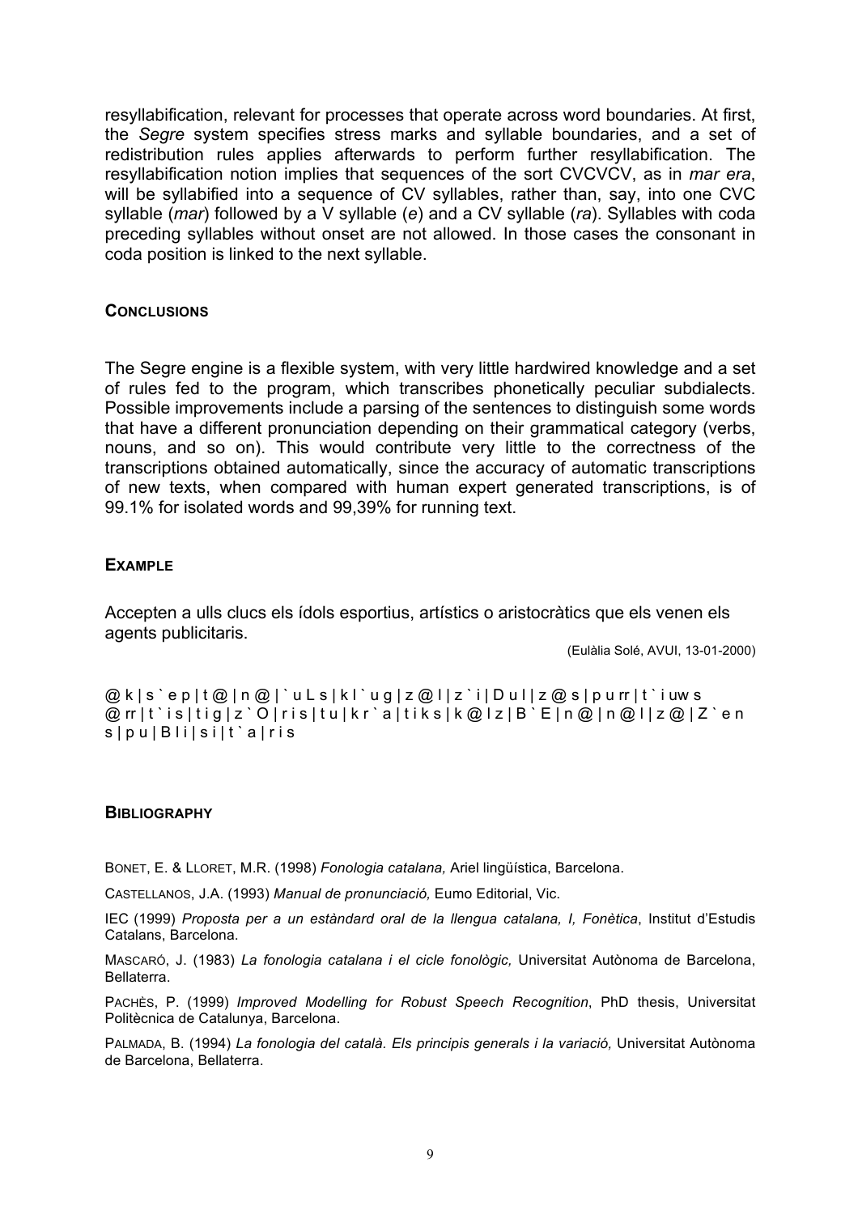resyllabification, relevant for processes that operate across word boundaries. At first, the *Segre* system specifies stress marks and syllable boundaries, and a set of redistribution rules applies afterwards to perform further resyllabification. The resyllabification notion implies that sequences of the sort CVCVCV, as in *mar era*, will be syllabified into a sequence of CV syllables, rather than, say, into one CVC syllable (*mar*) followed by a V syllable (*e*) and a CV syllable (*ra*). Syllables with coda preceding syllables without onset are not allowed. In those cases the consonant in coda position is linked to the next syllable.

## CONCLUSIONS

The Segre engine is a flexible system, with very little hardwired knowledge and a set of rules fed to the program, which transcribes phonetically peculiar subdialects. Possible improvements include a parsing of the sentences to distinguish some words that have a different pronunciation depending on their grammatical category (verbs, nouns, and so on). This would contribute very little to the correctness of the transcriptions obtained automatically, since the accuracy of automatic transcriptions of new texts, when compared with human expert generated transcriptions, is of 99.1% for isolated words and 99,39% for running text.

## EXAMPLE

Accepten a ulls clucs els ídols esportius, artístics o aristocràtics que els venen els agents publicitaris.

(Eulàlia Solé, AVUI, 13-01-2000)

@ k | s ` e p | t @ | n @ | ` u L s | k l ` u g | z @ l | z ` i | D u l | z @ s | p u rr | t ` i uw s @ rr | t ` i s | t i g | z ` O | r i s | t u | k r ` a | t i k s | k @ l z | B ` E | n @ | n @ l | z @ | Z ` e n s | p u | B l i | s i | t ` a | r i s

## BIBLIOGRAPHY

BONET, E. & LLORET, M.R. (1998) *Fonologia catalana,* Ariel lingüística, Barcelona.

CASTELLANOS, J.A. (1993) *Manual de pronunciació,* Eumo Editorial, Vic.

IEC (1999) *Proposta per a un estàndard oral de la llengua catalana, I, Fonètica*, Institut d'Estudis Catalans, Barcelona.

MASCARÓ, J. (1983) *La fonologia catalana i el cicle fonològic,* Universitat Autònoma de Barcelona, Bellaterra.

PACHÈS, P. (1999) *Improved Modelling for Robust Speech Recognition*, PhD thesis, Universitat Politècnica de Catalunya, Barcelona.

PALMADA, B. (1994) *La fonologia del català. Els principis generals i la variació,* Universitat Autònoma de Barcelona, Bellaterra.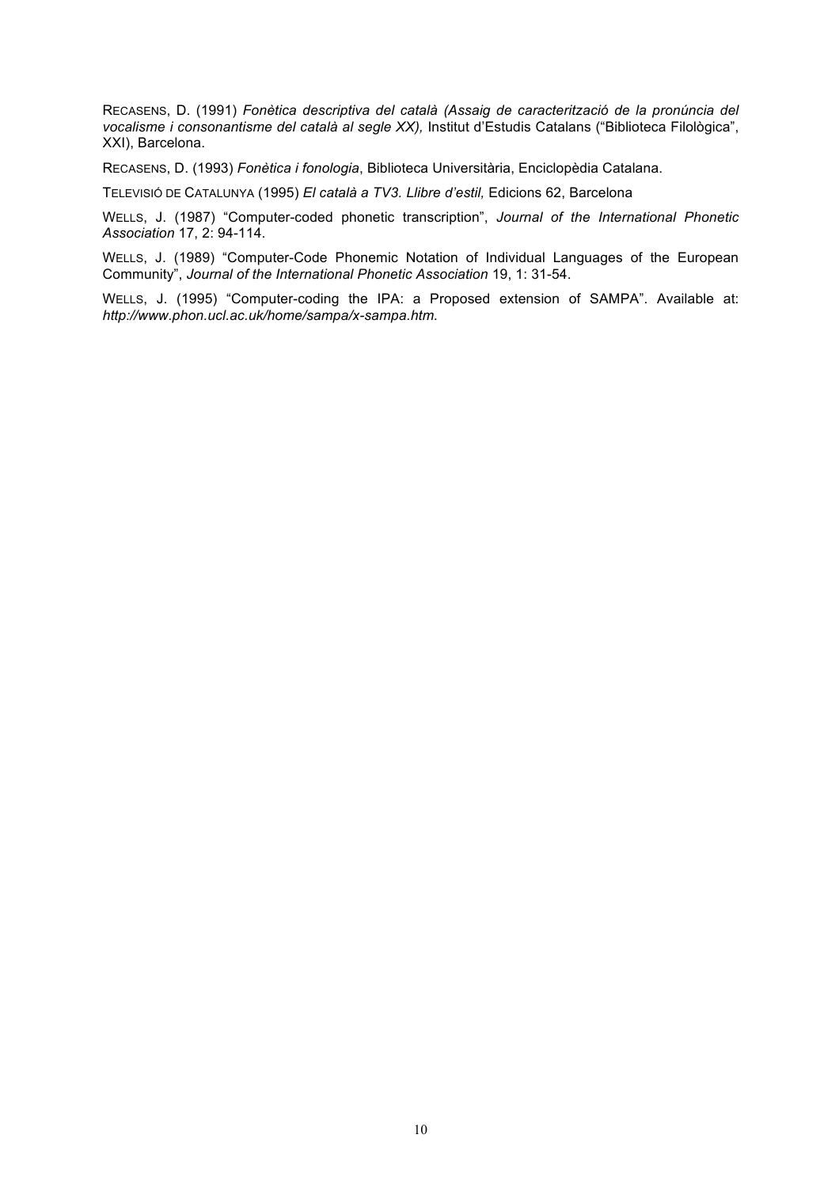RECASENS, D. (1991) *Fonètica descriptiva del català (Assaig de caracterització de la pronúncia del vocalisme i consonantisme del català al segle XX),* Institut d'Estudis Catalans ("Biblioteca Filològica", XXI), Barcelona.

RECASENS, D. (1993) *Fonètica i fonologia*, Biblioteca Universitària, Enciclopèdia Catalana.

TELEVISIÓ DE CATALUNYA (1995) *El català a TV3. Llibre d'estil,* Edicions 62, Barcelona

WELLS, J. (1987) "Computer-coded phonetic transcription", *Journal of the International Phonetic Association* 17, 2: 94-114.

WELLS, J. (1989) "Computer-Code Phonemic Notation of Individual Languages of the European Community", *Journal of the International Phonetic Association* 19, 1: 31-54.

WELLS, J. (1995) "Computer-coding the IPA: a Proposed extension of SAMPA". Available at: *http://www.phon.ucl.ac.uk/home/sampa/x-sampa.htm.*